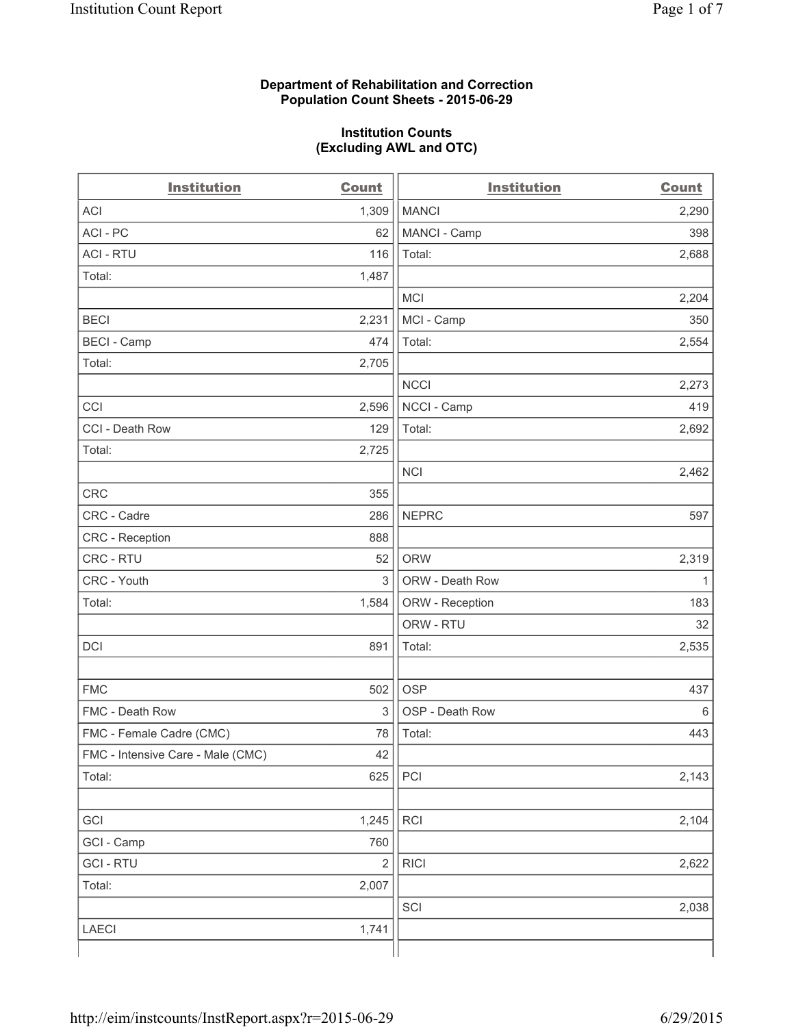**Department of Rehabilitation and Correction**
**Population Count Sheets - 2015-06-29**

**Institution Counts**
**(Excluding AWL and OTC)**

| Institution | Count | Institution | Count |
|---|---|---|---|
| ACI | 1,309 | MANCI | 2,290 |
| ACI - PC | 62 | MANCI - Camp | 398 |
| ACI - RTU | 116 | Total: | 2,688 |
| Total: | 1,487 | | |
| | | MCI | 2,204 |
| BECI | 2,231 | MCI - Camp | 350 |
| BECI - Camp | 474 | Total: | 2,554 |
| Total: | 2,705 | | |
| | | NCCI | 2,273 |
| CCI | 2,596 | NCCI - Camp | 419 |
| CCI - Death Row | 129 | Total: | 2,692 |
| Total: | 2,725 | | |
| | | NCI | 2,462 |
| CRC | 355 | | |
| CRC - Cadre | 286 | NEPRC | 597 |
| CRC - Reception | 888 | | |
| CRC - RTU | 52 | ORW | 2,319 |
| CRC - Youth | 3 | ORW - Death Row | 1 |
| Total: | 1,584 | ORW - Reception | 183 |
| | | ORW - RTU | 32 |
| DCI | 891 | Total: | 2,535 |
| | | | |
| FMC | 502 | OSP | 437 |
| FMC - Death Row | 3 | OSP - Death Row | 6 |
| FMC - Female Cadre (CMC) | 78 | Total: | 443 |
| FMC - Intensive Care - Male (CMC) | 42 | | |
| Total: | 625 | PCI | 2,143 |
| | | | |
| GCI | 1,245 | RCI | 2,104 |
| GCI - Camp | 760 | | |
| GCI - RTU | 2 | RICI | 2,622 |
| Total: | 2,007 | | |
| | | SCI | 2,038 |
| LAECI | 1,741 | | |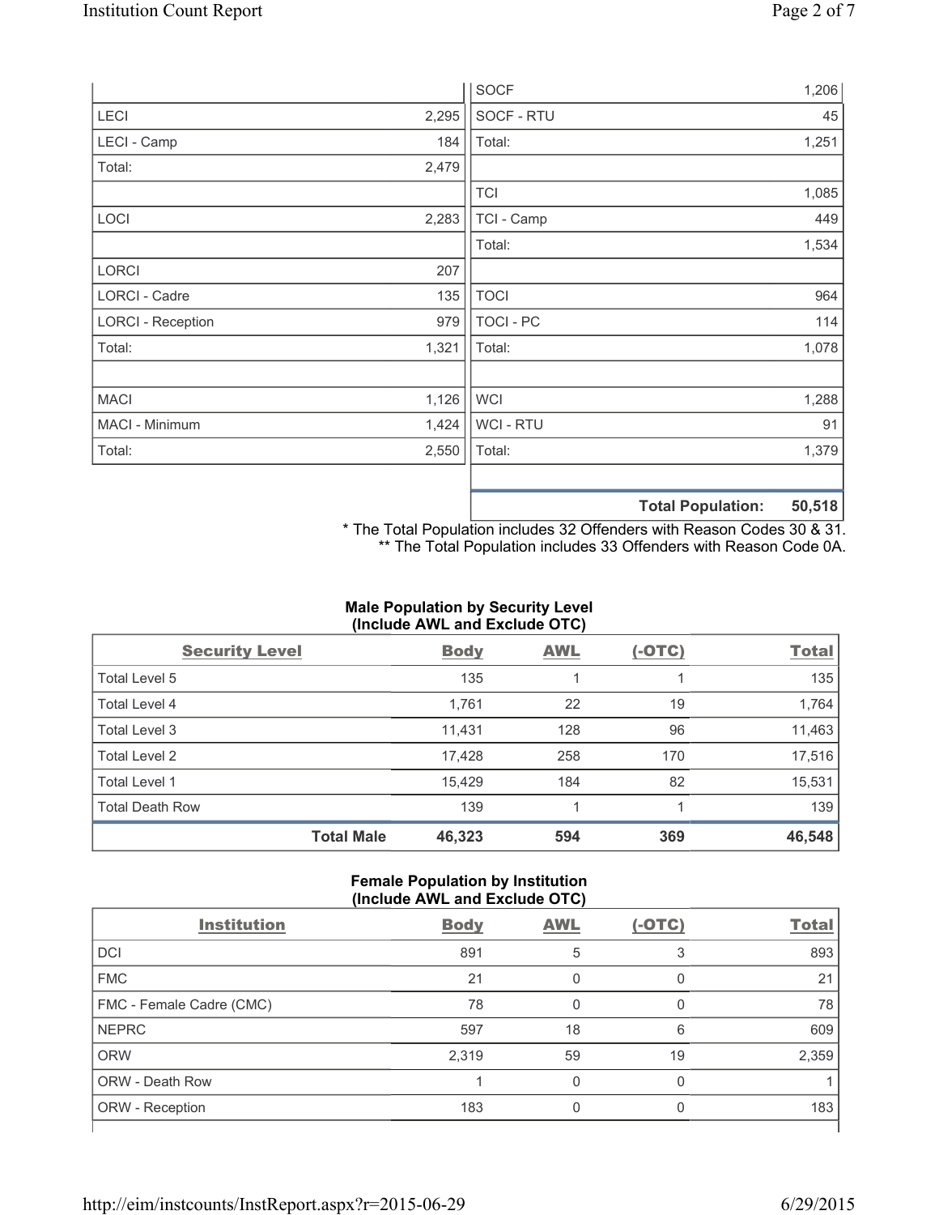| | | | |
|---|---|---|---|
| | | SOCF | 1,206 |
| LECI | 2,295 | SOCF - RTU | 45 |
| LECI - Camp | 184 | Total: | 1,251 |
| Total: | 2,479 | | |
| | | TCI | 1,085 |
| LOCI | 2,283 | TCI - Camp | 449 |
| | | Total: | 1,534 |
| LORCI | 207 | | |
| LORCI - Cadre | 135 | TOCI | 964 |
| LORCI - Reception | 979 | TOCI - PC | 114 |
| Total: | 1,321 | Total: | 1,078 |
| | | | |
| MACI | 1,126 | WCI | 1,288 |
| MACI - Minimum | 1,424 | WCI - RTU | 91 |
| Total: | 2,550 | Total: | 1,379 |
| | | | |
| | | **Total Population:** | **50,518** |

\* The Total Population includes 32 Offenders with Reason Codes 30 & 31.
\*\* The Total Population includes 33 Offenders with Reason Code 0A.

### Male Population by Security Level (Include AWL and Exclude OTC)

| Security Level | Body | AWL | (-OTC) | Total |
|---|---|---|---|---|
| Total Level 5 | 135 | 1 | 1 | 135 |
| Total Level 4 | 1,761 | 22 | 19 | 1,764 |
| Total Level 3 | 11,431 | 128 | 96 | 11,463 |
| Total Level 2 | 17,428 | 258 | 170 | 17,516 |
| Total Level 1 | 15,429 | 184 | 82 | 15,531 |
| Total Death Row | 139 | 1 | 1 | 139 |
| **Total Male** | **46,323** | **594** | **369** | **46,548** |

### Female Population by Institution (Include AWL and Exclude OTC)

| Institution | Body | AWL | (-OTC) | Total |
|---|---|---|---|---|
| DCI | 891 | 5 | 3 | 893 |
| FMC | 21 | 0 | 0 | 21 |
| FMC - Female Cadre (CMC) | 78 | 0 | 0 | 78 |
| NEPRC | 597 | 18 | 6 | 609 |
| ORW | 2,319 | 59 | 19 | 2,359 |
| ORW - Death Row | 1 | 0 | 0 | 1 |
| ORW - Reception | 183 | 0 | 0 | 183 |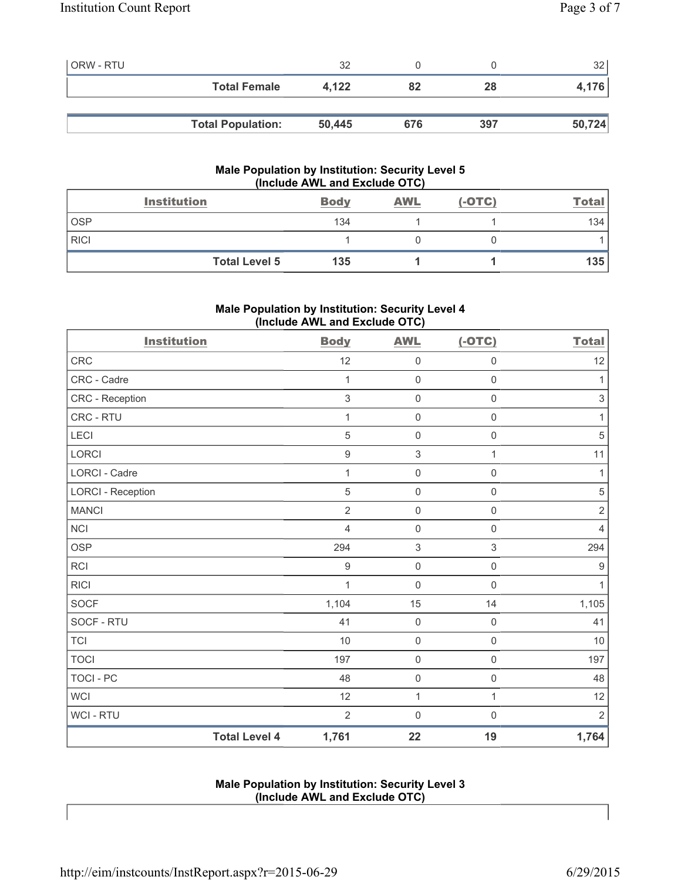| | | | | |
|---|---|---|---|---|
| ORW - RTU | 32 | 0 | 0 | 32 |
| **Total Female** | **4,122** | **82** | **28** | **4,176** |
| | | | | |
| **Total Population:** | **50,445** | **676** | **397** | **50,724** |

### Male Population by Institution: Security Level 5 (Include AWL and Exclude OTC)

| Institution | Body | AWL | (-OTC) | Total |
|---|---|---|---|---|
| OSP | 134 | 1 | 1 | 134 |
| RICI | 1 | 0 | 0 | 1 |
| **Total Level 5** | **135** | **1** | **1** | **135** |

### Male Population by Institution: Security Level 4 (Include AWL and Exclude OTC)

| Institution | Body | AWL | (-OTC) | Total |
|---|---|---|---|---|
| CRC | 12 | 0 | 0 | 12 |
| CRC - Cadre | 1 | 0 | 0 | 1 |
| CRC - Reception | 3 | 0 | 0 | 3 |
| CRC - RTU | 1 | 0 | 0 | 1 |
| LECI | 5 | 0 | 0 | 5 |
| LORCI | 9 | 3 | 1 | 11 |
| LORCI - Cadre | 1 | 0 | 0 | 1 |
| LORCI - Reception | 5 | 0 | 0 | 5 |
| MANCI | 2 | 0 | 0 | 2 |
| NCI | 4 | 0 | 0 | 4 |
| OSP | 294 | 3 | 3 | 294 |
| RCI | 9 | 0 | 0 | 9 |
| RICI | 1 | 0 | 0 | 1 |
| SOCF | 1,104 | 15 | 14 | 1,105 |
| SOCF - RTU | 41 | 0 | 0 | 41 |
| TCI | 10 | 0 | 0 | 10 |
| TOCI | 197 | 0 | 0 | 197 |
| TOCI - PC | 48 | 0 | 0 | 48 |
| WCI | 12 | 1 | 1 | 12 |
| WCI - RTU | 2 | 0 | 0 | 2 |
| **Total Level 4** | **1,761** | **22** | **19** | **1,764** |

### Male Population by Institution: Security Level 3 (Include AWL and Exclude OTC)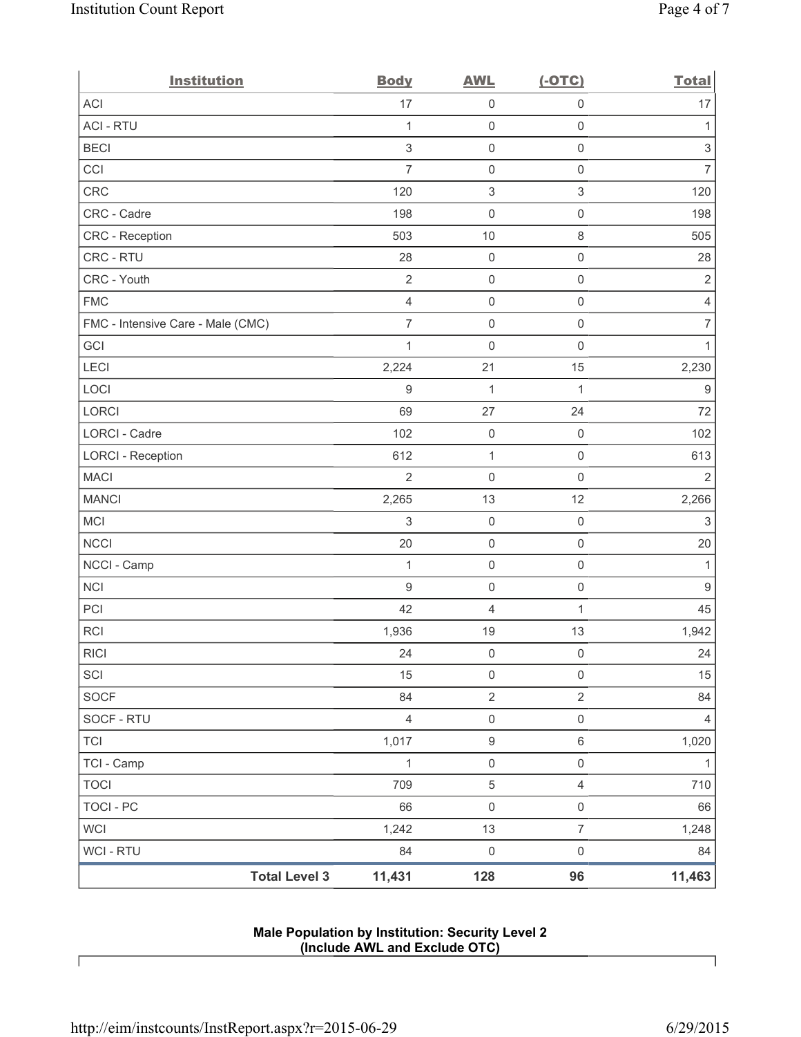| Institution | Body | AWL | (-OTC) | Total |
|---|---|---|---|---|
| ACI | 17 | 0 | 0 | 17 |
| ACI - RTU | 1 | 0 | 0 | 1 |
| BECI | 3 | 0 | 0 | 3 |
| CCI | 7 | 0 | 0 | 7 |
| CRC | 120 | 3 | 3 | 120 |
| CRC - Cadre | 198 | 0 | 0 | 198 |
| CRC - Reception | 503 | 10 | 8 | 505 |
| CRC - RTU | 28 | 0 | 0 | 28 |
| CRC - Youth | 2 | 0 | 0 | 2 |
| FMC | 4 | 0 | 0 | 4 |
| FMC - Intensive Care - Male (CMC) | 7 | 0 | 0 | 7 |
| GCI | 1 | 0 | 0 | 1 |
| LECI | 2,224 | 21 | 15 | 2,230 |
| LOCI | 9 | 1 | 1 | 9 |
| LORCI | 69 | 27 | 24 | 72 |
| LORCI - Cadre | 102 | 0 | 0 | 102 |
| LORCI - Reception | 612 | 1 | 0 | 613 |
| MACI | 2 | 0 | 0 | 2 |
| MANCI | 2,265 | 13 | 12 | 2,266 |
| MCI | 3 | 0 | 0 | 3 |
| NCCI | 20 | 0 | 0 | 20 |
| NCCI - Camp | 1 | 0 | 0 | 1 |
| NCI | 9 | 0 | 0 | 9 |
| PCI | 42 | 4 | 1 | 45 |
| RCI | 1,936 | 19 | 13 | 1,942 |
| RICI | 24 | 0 | 0 | 24 |
| SCI | 15 | 0 | 0 | 15 |
| SOCF | 84 | 2 | 2 | 84 |
| SOCF - RTU | 4 | 0 | 0 | 4 |
| TCI | 1,017 | 9 | 6 | 1,020 |
| TCI - Camp | 1 | 0 | 0 | 1 |
| TOCI | 709 | 5 | 4 | 710 |
| TOCI - PC | 66 | 0 | 0 | 66 |
| WCI | 1,242 | 13 | 7 | 1,248 |
| WCI - RTU | 84 | 0 | 0 | 84 |
| **Total Level 3** | **11,431** | **128** | **96** | **11,463** |

**Male Population by Institution: Security Level 2**
**(Include AWL and Exclude OTC)**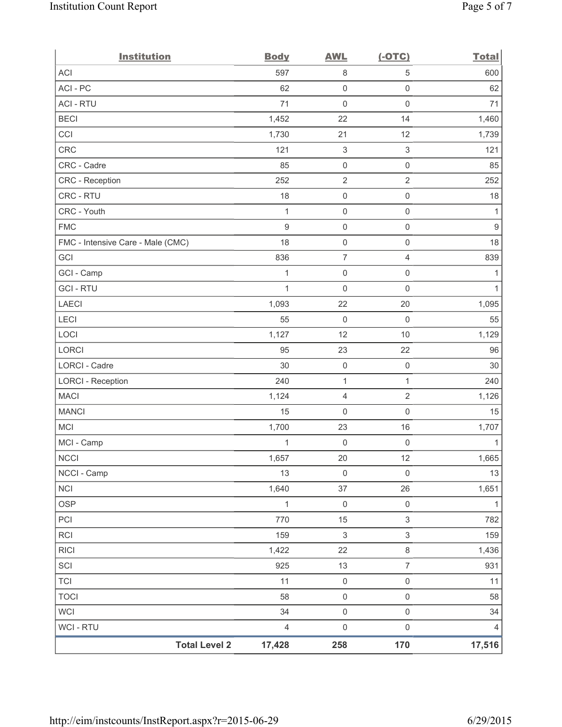| Institution | Body | AWL | (-OTC) | Total |
|---|---|---|---|---|
| ACI | 597 | 8 | 5 | 600 |
| ACI - PC | 62 | 0 | 0 | 62 |
| ACI - RTU | 71 | 0 | 0 | 71 |
| BECI | 1,452 | 22 | 14 | 1,460 |
| CCI | 1,730 | 21 | 12 | 1,739 |
| CRC | 121 | 3 | 3 | 121 |
| CRC - Cadre | 85 | 0 | 0 | 85 |
| CRC - Reception | 252 | 2 | 2 | 252 |
| CRC - RTU | 18 | 0 | 0 | 18 |
| CRC - Youth | 1 | 0 | 0 | 1 |
| FMC | 9 | 0 | 0 | 9 |
| FMC - Intensive Care - Male (CMC) | 18 | 0 | 0 | 18 |
| GCI | 836 | 7 | 4 | 839 |
| GCI - Camp | 1 | 0 | 0 | 1 |
| GCI - RTU | 1 | 0 | 0 | 1 |
| LAECI | 1,093 | 22 | 20 | 1,095 |
| LECI | 55 | 0 | 0 | 55 |
| LOCI | 1,127 | 12 | 10 | 1,129 |
| LORCI | 95 | 23 | 22 | 96 |
| LORCI - Cadre | 30 | 0 | 0 | 30 |
| LORCI - Reception | 240 | 1 | 1 | 240 |
| MACI | 1,124 | 4 | 2 | 1,126 |
| MANCI | 15 | 0 | 0 | 15 |
| MCI | 1,700 | 23 | 16 | 1,707 |
| MCI - Camp | 1 | 0 | 0 | 1 |
| NCCI | 1,657 | 20 | 12 | 1,665 |
| NCCI - Camp | 13 | 0 | 0 | 13 |
| NCI | 1,640 | 37 | 26 | 1,651 |
| OSP | 1 | 0 | 0 | 1 |
| PCI | 770 | 15 | 3 | 782 |
| RCI | 159 | 3 | 3 | 159 |
| RICI | 1,422 | 22 | 8 | 1,436 |
| SCI | 925 | 13 | 7 | 931 |
| TCI | 11 | 0 | 0 | 11 |
| TOCI | 58 | 0 | 0 | 58 |
| WCI | 34 | 0 | 0 | 34 |
| WCI - RTU | 4 | 0 | 0 | 4 |
| **Total Level 2** | **17,428** | **258** | **170** | **17,516** |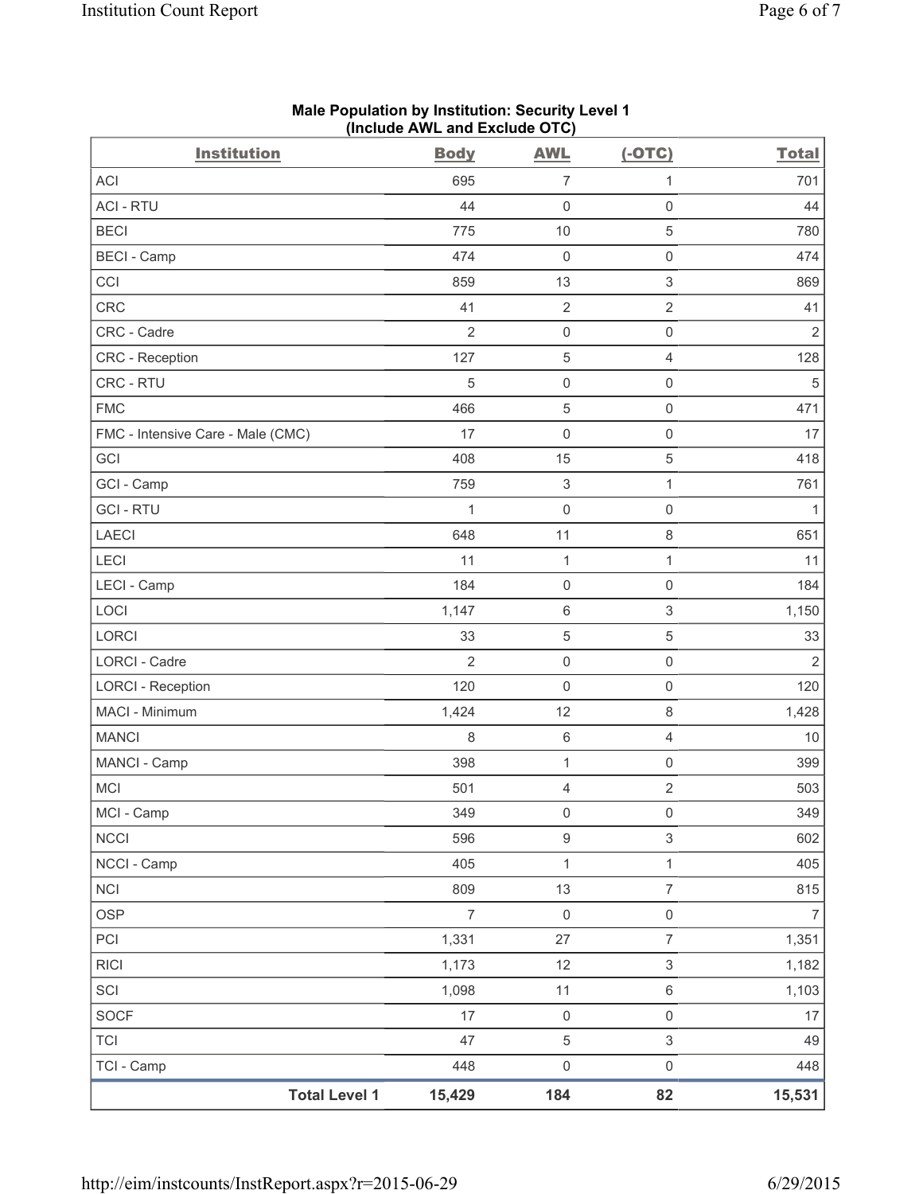**Male Population by Institution: Security Level 1 (Include AWL and Exclude OTC)**

| Institution | Body | AWL | (-OTC) | Total |
|---|---|---|---|---|
| ACI | 695 | 7 | 1 | 701 |
| ACI - RTU | 44 | 0 | 0 | 44 |
| BECI | 775 | 10 | 5 | 780 |
| BECI - Camp | 474 | 0 | 0 | 474 |
| CCI | 859 | 13 | 3 | 869 |
| CRC | 41 | 2 | 2 | 41 |
| CRC - Cadre | 2 | 0 | 0 | 2 |
| CRC - Reception | 127 | 5 | 4 | 128 |
| CRC - RTU | 5 | 0 | 0 | 5 |
| FMC | 466 | 5 | 0 | 471 |
| FMC - Intensive Care - Male (CMC) | 17 | 0 | 0 | 17 |
| GCI | 408 | 15 | 5 | 418 |
| GCI - Camp | 759 | 3 | 1 | 761 |
| GCI - RTU | 1 | 0 | 0 | 1 |
| LAECI | 648 | 11 | 8 | 651 |
| LECI | 11 | 1 | 1 | 11 |
| LECI - Camp | 184 | 0 | 0 | 184 |
| LOCI | 1,147 | 6 | 3 | 1,150 |
| LORCI | 33 | 5 | 5 | 33 |
| LORCI - Cadre | 2 | 0 | 0 | 2 |
| LORCI - Reception | 120 | 0 | 0 | 120 |
| MACI - Minimum | 1,424 | 12 | 8 | 1,428 |
| MANCI | 8 | 6 | 4 | 10 |
| MANCI - Camp | 398 | 1 | 0 | 399 |
| MCI | 501 | 4 | 2 | 503 |
| MCI - Camp | 349 | 0 | 0 | 349 |
| NCCI | 596 | 9 | 3 | 602 |
| NCCI - Camp | 405 | 1 | 1 | 405 |
| NCI | 809 | 13 | 7 | 815 |
| OSP | 7 | 0 | 0 | 7 |
| PCI | 1,331 | 27 | 7 | 1,351 |
| RICI | 1,173 | 12 | 3 | 1,182 |
| SCI | 1,098 | 11 | 6 | 1,103 |
| SOCF | 17 | 0 | 0 | 17 |
| TCI | 47 | 5 | 3 | 49 |
| TCI - Camp | 448 | 0 | 0 | 448 |
| **Total Level 1** | **15,429** | **184** | **82** | **15,531** |

http://eim/instcounts/InstReport.aspx?r=2015-06-29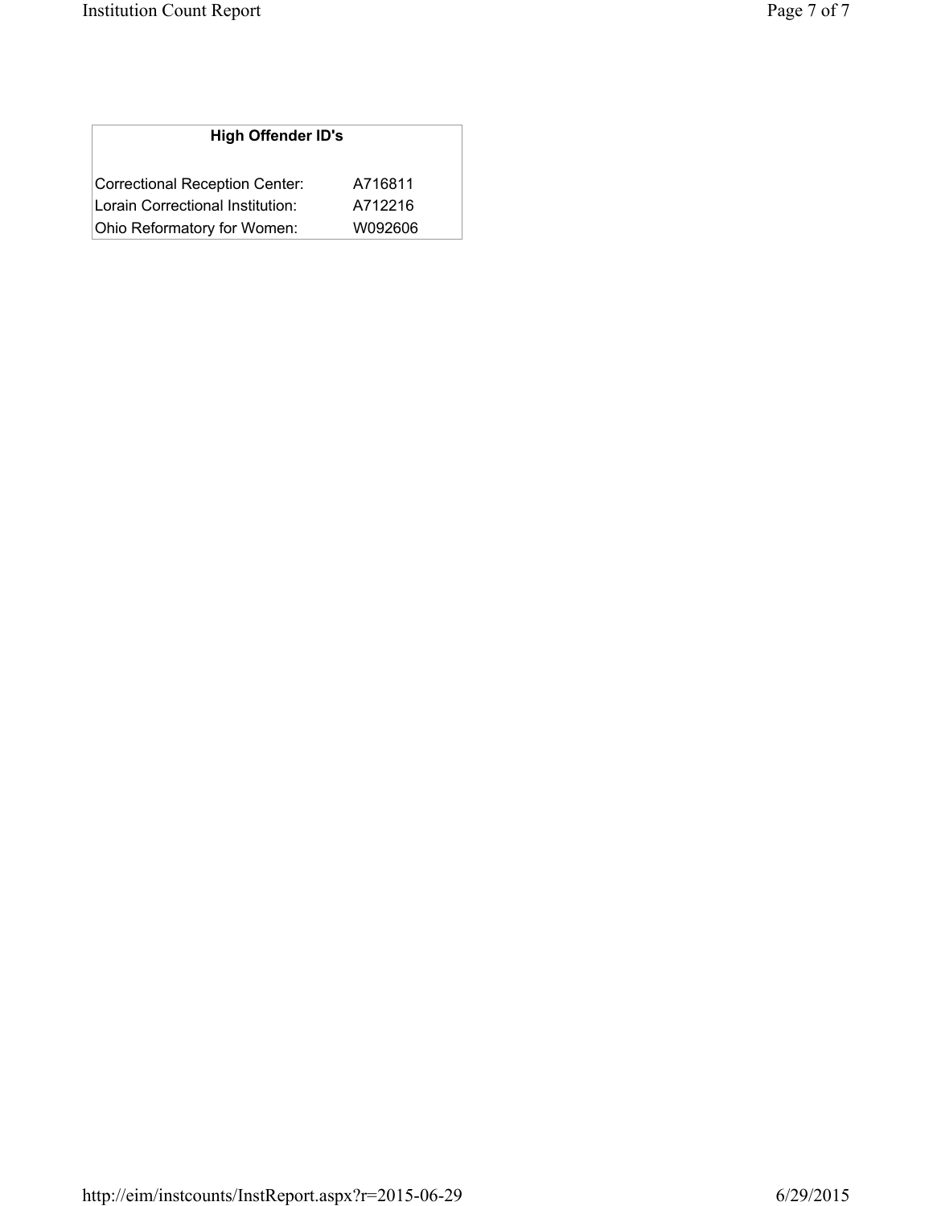| High Offender ID's | |
| --- | --- |
| Correctional Reception Center: | A716811 |
| Lorain Correctional Institution: | A712216 |
| Ohio Reformatory for Women: | W092606 |